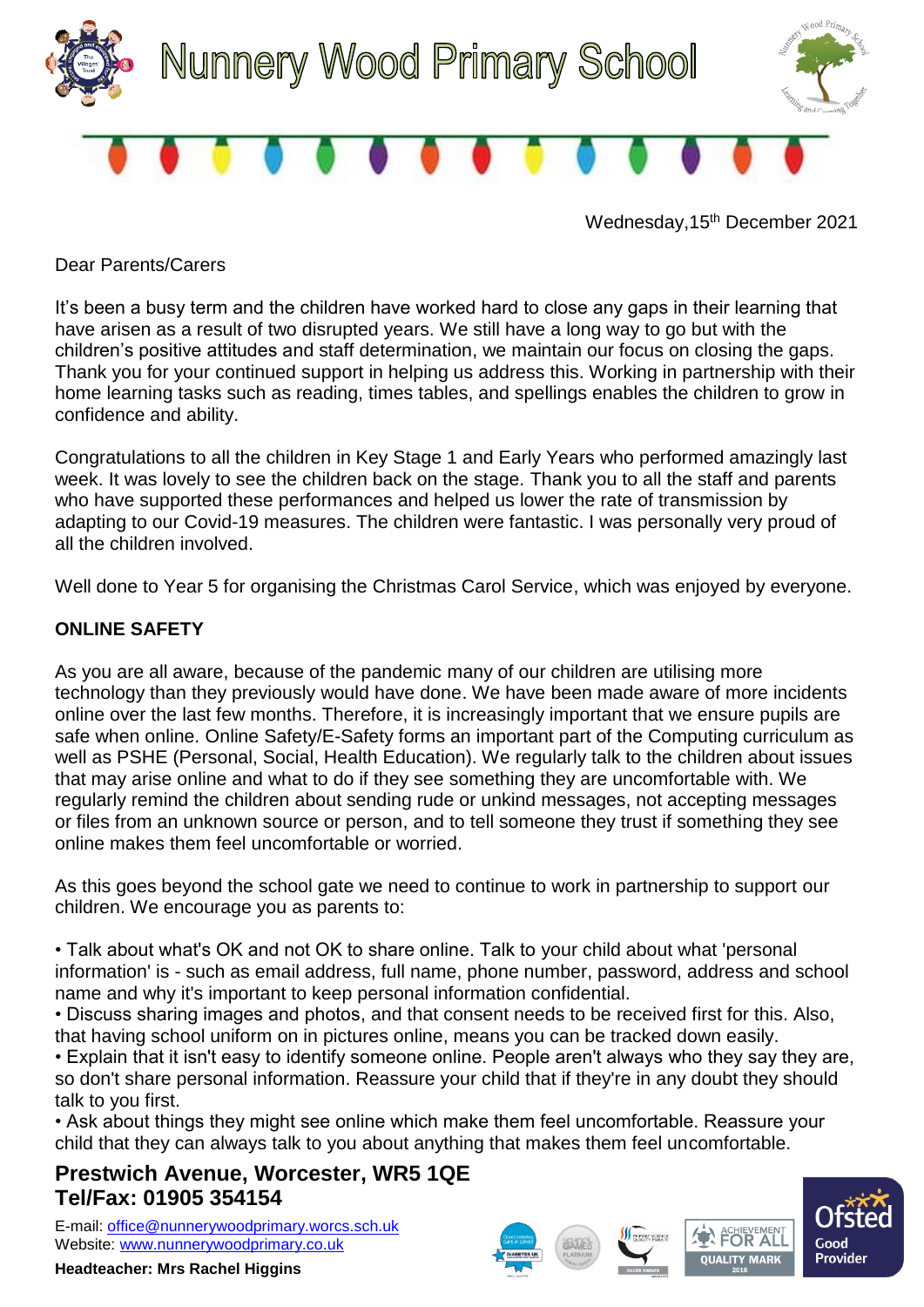# Nunnery Wood Primary School

Wednesday,15th December 2021

Dear Parents/Carers

It's been a busy term and the children have worked hard to close any gaps in their learning that have arisen as a result of two disrupted years. We still have a long way to go but with the children's positive attitudes and staff determination, we maintain our focus on closing the gaps. Thank you for your continued support in helping us address this. Working in partnership with their home learning tasks such as reading, times tables, and spellings enables the children to grow in confidence and ability.

Congratulations to all the children in Key Stage 1 and Early Years who performed amazingly last week. It was lovely to see the children back on the stage. Thank you to all the staff and parents who have supported these performances and helped us lower the rate of transmission by adapting to our Covid-19 measures. The children were fantastic. I was personally very proud of all the children involved.

Well done to Year 5 for organising the Christmas Carol Service, which was enjoyed by everyone.

**ONLINE SAFETY**

As you are all aware, because of the pandemic many of our children are utilising more technology than they previously would have done. We have been made aware of more incidents online over the last few months. Therefore, it is increasingly important that we ensure pupils are safe when online. Online Safety/E-Safety forms an important part of the Computing curriculum as well as PSHE (Personal, Social, Health Education). We regularly talk to the children about issues that may arise online and what to do if they see something they are uncomfortable with. We regularly remind the children about sending rude or unkind messages, not accepting messages or files from an unknown source or person, and to tell someone they trust if something they see online makes them feel uncomfortable or worried.

As this goes beyond the school gate we need to continue to work in partnership to support our children. We encourage you as parents to:

- Talk about what's OK and not OK to share online. Talk to your child about what 'personal information' is - such as email address, full name, phone number, password, address and school name and why it's important to keep personal information confidential.
- Discuss sharing images and photos, and that consent needs to be received first for this. Also, that having school uniform on in pictures online, means you can be tracked down easily.
- Explain that it isn't easy to identify someone online. People aren't always who they say they are, so don't share personal information. Reassure your child that if they're in any doubt they should talk to you first.
- Ask about things they might see online which make them feel uncomfortable. Reassure your child that they can always talk to you about anything that makes them feel uncomfortable.

**Prestwich Avenue, Worcester, WR5 1QE**
**Tel/Fax: 01905 354154**

E-mail: office@nunnerywoodprimary.worcs.sch.uk
Website: www.nunnerywoodprimary.co.uk

**Headteacher: Mrs Rachel Higgins**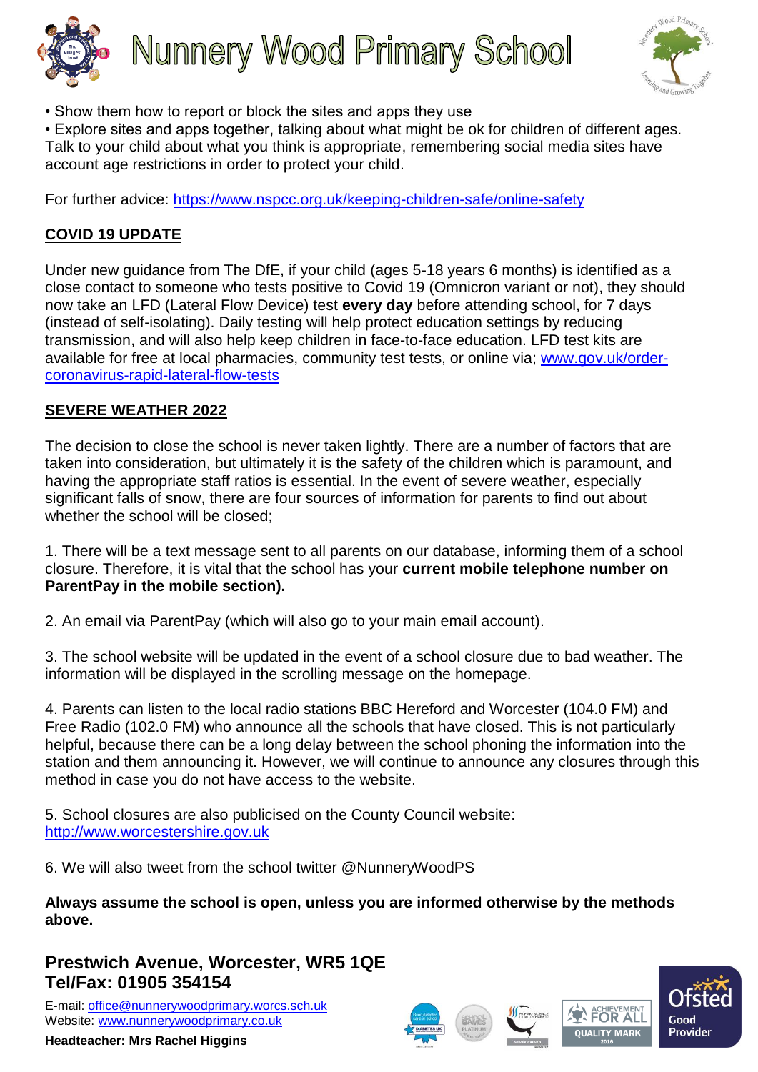• Show them how to report or block the sites and apps they use
• Explore sites and apps together, talking about what might be ok for children of different ages. Talk to your child about what you think is appropriate, remembering social media sites have account age restrictions in order to protect your child.

For further advice: https://www.nspcc.org.uk/keeping-children-safe/online-safety

## COVID 19 UPDATE

Under new guidance from The DfE, if your child (ages 5-18 years 6 months) is identified as a close contact to someone who tests positive to Covid 19 (Omnicron variant or not), they should now take an LFD (Lateral Flow Device) test **every day** before attending school, for 7 days (instead of self-isolating). Daily testing will help protect education settings by reducing transmission, and will also help keep children in face-to-face education. LFD test kits are available for free at local pharmacies, community test tests, or online via; www.gov.uk/order-coronavirus-rapid-lateral-flow-tests

## SEVERE WEATHER 2022

The decision to close the school is never taken lightly. There are a number of factors that are taken into consideration, but ultimately it is the safety of the children which is paramount, and having the appropriate staff ratios is essential. In the event of severe weather, especially significant falls of snow, there are four sources of information for parents to find out about whether the school will be closed;

1. There will be a text message sent to all parents on our database, informing them of a school closure. Therefore, it is vital that the school has your **current mobile telephone number on ParentPay in the mobile section).**

2. An email via ParentPay (which will also go to your main email account).

3. The school website will be updated in the event of a school closure due to bad weather. The information will be displayed in the scrolling message on the homepage.

4. Parents can listen to the local radio stations BBC Hereford and Worcester (104.0 FM) and Free Radio (102.0 FM) who announce all the schools that have closed. This is not particularly helpful, because there can be a long delay between the school phoning the information into the station and them announcing it. However, we will continue to announce any closures through this method in case you do not have access to the website.

5. School closures are also publicised on the County Council website: http://www.worcestershire.gov.uk

6. We will also tweet from the school twitter @NunneryWoodPS

**Always assume the school is open, unless you are informed otherwise by the methods above.**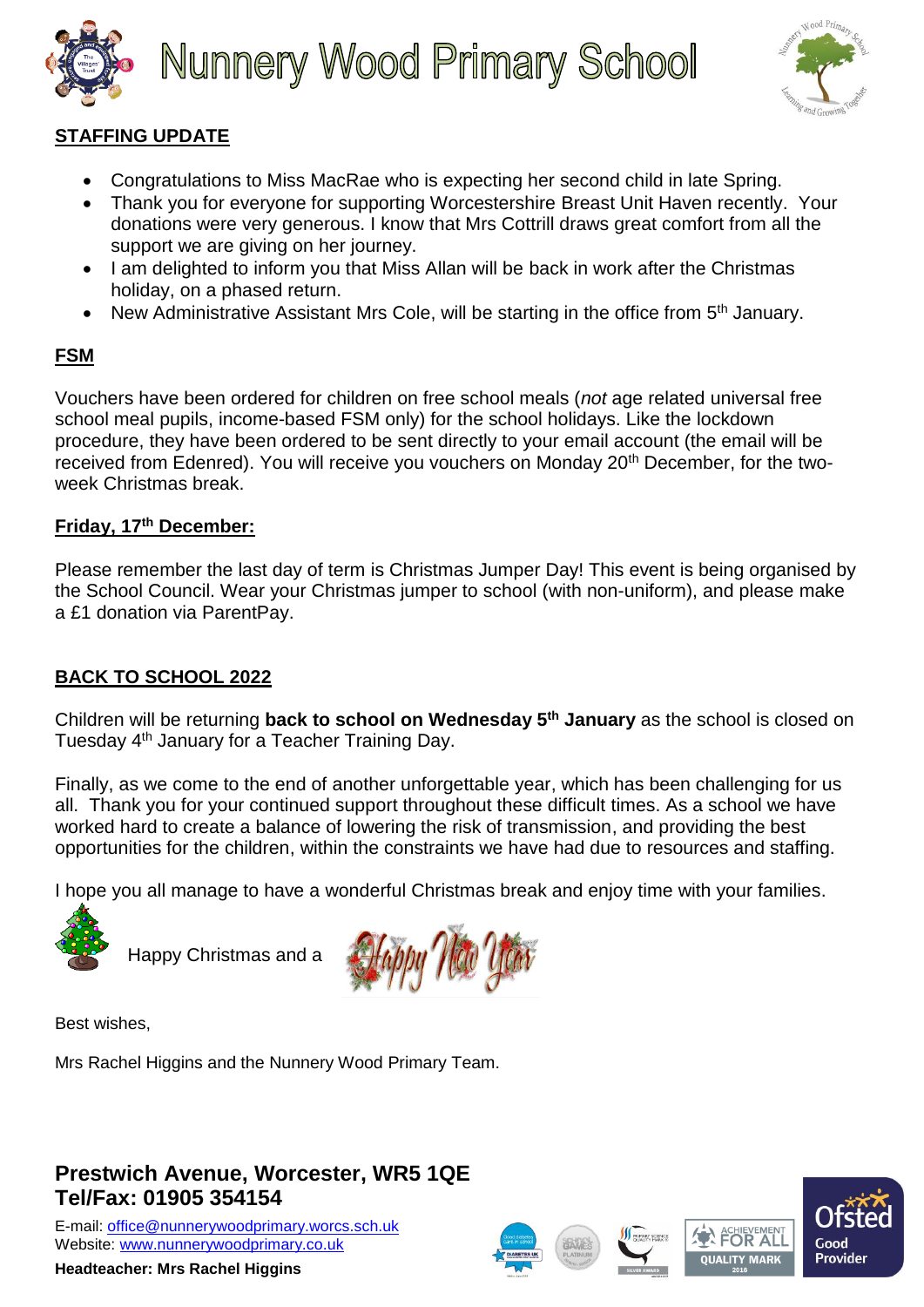# Nunnery Wood Primary School

## STAFFING UPDATE

- Congratulations to Miss MacRae who is expecting her second child in late Spring.
- Thank you for everyone for supporting Worcestershire Breast Unit Haven recently. Your donations were very generous. I know that Mrs Cottrill draws great comfort from all the support we are giving on her journey.
- I am delighted to inform you that Miss Allan will be back in work after the Christmas holiday, on a phased return.
- New Administrative Assistant Mrs Cole, will be starting in the office from 5th January.

## FSM

Vouchers have been ordered for children on free school meals (*not* age related universal free school meal pupils, income-based FSM only) for the school holidays. Like the lockdown procedure, they have been ordered to be sent directly to your email account (the email will be received from Edenred). You will receive you vouchers on Monday 20th December, for the two-week Christmas break.

## Friday, 17th December:

Please remember the last day of term is Christmas Jumper Day! This event is being organised by the School Council. Wear your Christmas jumper to school (with non-uniform), and please make a £1 donation via ParentPay.

## BACK TO SCHOOL 2022

Children will be returning **back to school on Wednesday 5th January** as the school is closed on Tuesday 4th January for a Teacher Training Day.

Finally, as we come to the end of another unforgettable year, which has been challenging for us all. Thank you for your continued support throughout these difficult times. As a school we have worked hard to create a balance of lowering the risk of transmission, and providing the best opportunities for the children, within the constraints we have had due to resources and staffing.

I hope you all manage to have a wonderful Christmas break and enjoy time with your families.

Happy Christmas and a Happy New Year

Best wishes,

Mrs Rachel Higgins and the Nunnery Wood Primary Team.

**Prestwich Avenue, Worcester, WR5 1QE**
**Tel/Fax: 01905 354154**

E-mail: office@nunnerywoodprimary.worcs.sch.uk
Website: www.nunnerywoodprimary.co.uk

**Headteacher: Mrs Rachel Higgins**